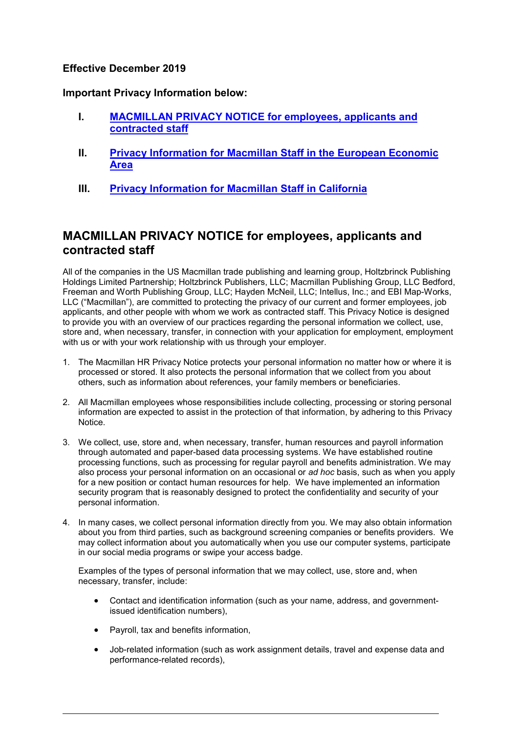**Effective December 2019**

**Important Privacy Information below:**

I. **MACMILLAN PRIVACY NOTICE for employees, applicants and contracted staff**

II. **Privacy Information for Macmillan Staff in the European Economic Area**

III. **Privacy Information for Macmillan Staff in California**

## MACMILLAN PRIVACY NOTICE for employees, applicants and contracted staff

All of the companies in the US Macmillan trade publishing and learning group, Holtzbrinck Publishing Holdings Limited Partnership; Holtzbrinck Publishers, LLC; Macmillan Publishing Group, LLC Bedford, Freeman and Worth Publishing Group, LLC; Hayden McNeil, LLC; Intellus, Inc.; and EBI Map-Works, LLC ("Macmillan"), are committed to protecting the privacy of our current and former employees, job applicants, and other people with whom we work as contracted staff. This Privacy Notice is designed to provide you with an overview of our practices regarding the personal information we collect, use, store and, when necessary, transfer, in connection with your application for employment, employment with us or with your work relationship with us through your employer.

1. The Macmillan HR Privacy Notice protects your personal information no matter how or where it is processed or stored. It also protects the personal information that we collect from you about others, such as information about references, your family members or beneficiaries.

2. All Macmillan employees whose responsibilities include collecting, processing or storing personal information are expected to assist in the protection of that information, by adhering to this Privacy Notice.

3. We collect, use, store and, when necessary, transfer, human resources and payroll information through automated and paper-based data processing systems. We have established routine processing functions, such as processing for regular payroll and benefits administration. We may also process your personal information on an occasional or *ad hoc* basis, such as when you apply for a new position or contact human resources for help. We have implemented an information security program that is reasonably designed to protect the confidentiality and security of your personal information.

4. In many cases, we collect personal information directly from you. We may also obtain information about you from third parties, such as background screening companies or benefits providers. We may collect information about you automatically when you use our computer systems, participate in our social media programs or swipe your access badge.

   Examples of the types of personal information that we may collect, use, store and, when necessary, transfer, include:

   - Contact and identification information (such as your name, address, and government-issued identification numbers),

   - Payroll, tax and benefits information,

   - Job-related information (such as work assignment details, travel and expense data and performance-related records),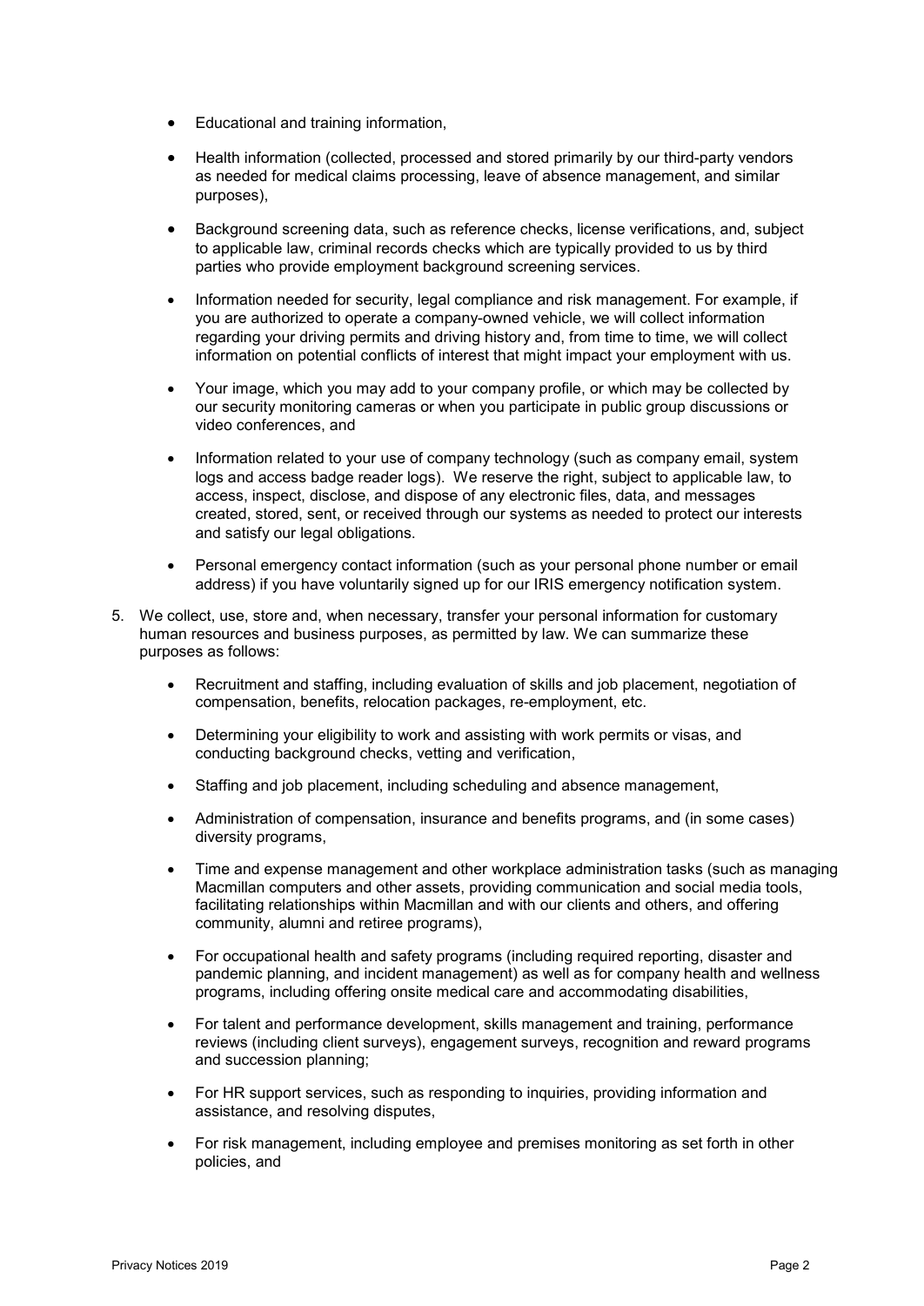- Educational and training information,
- Health information (collected, processed and stored primarily by our third-party vendors as needed for medical claims processing, leave of absence management, and similar purposes),
- Background screening data, such as reference checks, license verifications, and, subject to applicable law, criminal records checks which are typically provided to us by third parties who provide employment background screening services.
- Information needed for security, legal compliance and risk management. For example, if you are authorized to operate a company-owned vehicle, we will collect information regarding your driving permits and driving history and, from time to time, we will collect information on potential conflicts of interest that might impact your employment with us.
- Your image, which you may add to your company profile, or which may be collected by our security monitoring cameras or when you participate in public group discussions or video conferences, and
- Information related to your use of company technology (such as company email, system logs and access badge reader logs). We reserve the right, subject to applicable law, to access, inspect, disclose, and dispose of any electronic files, data, and messages created, stored, sent, or received through our systems as needed to protect our interests and satisfy our legal obligations.
- Personal emergency contact information (such as your personal phone number or email address) if you have voluntarily signed up for our IRIS emergency notification system.

5. We collect, use, store and, when necessary, transfer your personal information for customary human resources and business purposes, as permitted by law. We can summarize these purposes as follows:

    - Recruitment and staffing, including evaluation of skills and job placement, negotiation of compensation, benefits, relocation packages, re-employment, etc.
    - Determining your eligibility to work and assisting with work permits or visas, and conducting background checks, vetting and verification,
    - Staffing and job placement, including scheduling and absence management,
    - Administration of compensation, insurance and benefits programs, and (in some cases) diversity programs,
    - Time and expense management and other workplace administration tasks (such as managing Macmillan computers and other assets, providing communication and social media tools, facilitating relationships within Macmillan and with our clients and others, and offering community, alumni and retiree programs),
    - For occupational health and safety programs (including required reporting, disaster and pandemic planning, and incident management) as well as for company health and wellness programs, including offering onsite medical care and accommodating disabilities,
    - For talent and performance development, skills management and training, performance reviews (including client surveys), engagement surveys, recognition and reward programs and succession planning;
    - For HR support services, such as responding to inquiries, providing information and assistance, and resolving disputes,
    - For risk management, including employee and premises monitoring as set forth in other policies, and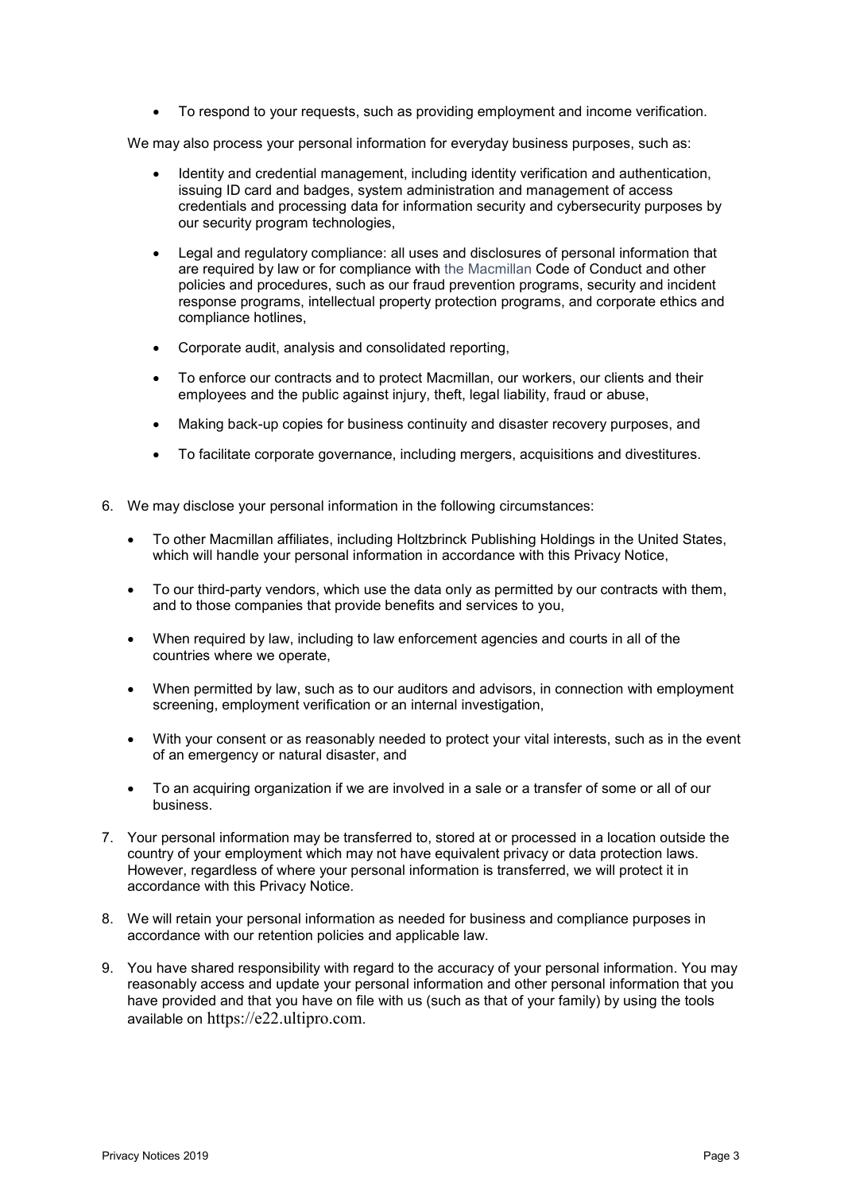- To respond to your requests, such as providing employment and income verification.

We may also process your personal information for everyday business purposes, such as:

- Identity and credential management, including identity verification and authentication, issuing ID card and badges, system administration and management of access credentials and processing data for information security and cybersecurity purposes by our security program technologies,
- Legal and regulatory compliance: all uses and disclosures of personal information that are required by law or for compliance with the Macmillan Code of Conduct and other policies and procedures, such as our fraud prevention programs, security and incident response programs, intellectual property protection programs, and corporate ethics and compliance hotlines,
- Corporate audit, analysis and consolidated reporting,
- To enforce our contracts and to protect Macmillan, our workers, our clients and their employees and the public against injury, theft, legal liability, fraud or abuse,
- Making back-up copies for business continuity and disaster recovery purposes, and
- To facilitate corporate governance, including mergers, acquisitions and divestitures.

6. We may disclose your personal information in the following circumstances:

   - To other Macmillan affiliates, including Holtzbrinck Publishing Holdings in the United States, which will handle your personal information in accordance with this Privacy Notice,
   - To our third-party vendors, which use the data only as permitted by our contracts with them, and to those companies that provide benefits and services to you,
   - When required by law, including to law enforcement agencies and courts in all of the countries where we operate,
   - When permitted by law, such as to our auditors and advisors, in connection with employment screening, employment verification or an internal investigation,
   - With your consent or as reasonably needed to protect your vital interests, such as in the event of an emergency or natural disaster, and
   - To an acquiring organization if we are involved in a sale or a transfer of some or all of our business.

7. Your personal information may be transferred to, stored at or processed in a location outside the country of your employment which may not have equivalent privacy or data protection laws. However, regardless of where your personal information is transferred, we will protect it in accordance with this Privacy Notice.

8. We will retain your personal information as needed for business and compliance purposes in accordance with our retention policies and applicable law.

9. You have shared responsibility with regard to the accuracy of your personal information. You may reasonably access and update your personal information and other personal information that you have provided and that you have on file with us (such as that of your family) by using the tools available on https://e22.ultipro.com.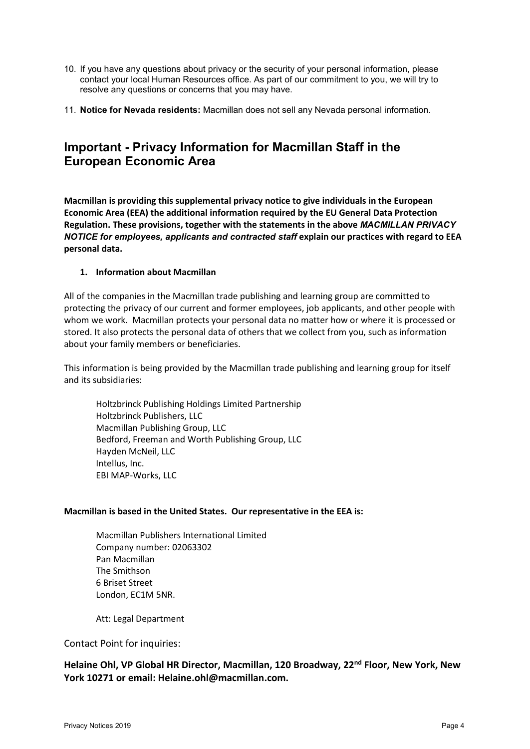10. If you have any questions about privacy or the security of your personal information, please contact your local Human Resources office. As part of our commitment to you, we will try to resolve any questions or concerns that you may have.

11. **Notice for Nevada residents:** Macmillan does not sell any Nevada personal information.

## Important - Privacy Information for Macmillan Staff in the European Economic Area

**Macmillan is providing this supplemental privacy notice to give individuals in the European Economic Area (EEA) the additional information required by the EU General Data Protection Regulation. These provisions, together with the statements in the above *MACMILLAN PRIVACY NOTICE for employees, applicants and contracted staff* explain our practices with regard to EEA personal data.**

1. **Information about Macmillan**

All of the companies in the Macmillan trade publishing and learning group are committed to protecting the privacy of our current and former employees, job applicants, and other people with whom we work. Macmillan protects your personal data no matter how or where it is processed or stored. It also protects the personal data of others that we collect from you, such as information about your family members or beneficiaries.

This information is being provided by the Macmillan trade publishing and learning group for itself and its subsidiaries:

Holtzbrinck Publishing Holdings Limited Partnership
Holtzbrinck Publishers, LLC
Macmillan Publishing Group, LLC
Bedford, Freeman and Worth Publishing Group, LLC
Hayden McNeil, LLC
Intellus, Inc.
EBI MAP-Works, LLC

**Macmillan is based in the United States. Our representative in the EEA is:**

Macmillan Publishers International Limited
Company number: 02063302
Pan Macmillan
The Smithson
6 Briset Street
London, EC1M 5NR.

Att: Legal Department

Contact Point for inquiries:

**Helaine Ohl, VP Global HR Director, Macmillan, 120 Broadway, 22nd Floor, New York, New York 10271 or email: Helaine.ohl@macmillan.com.**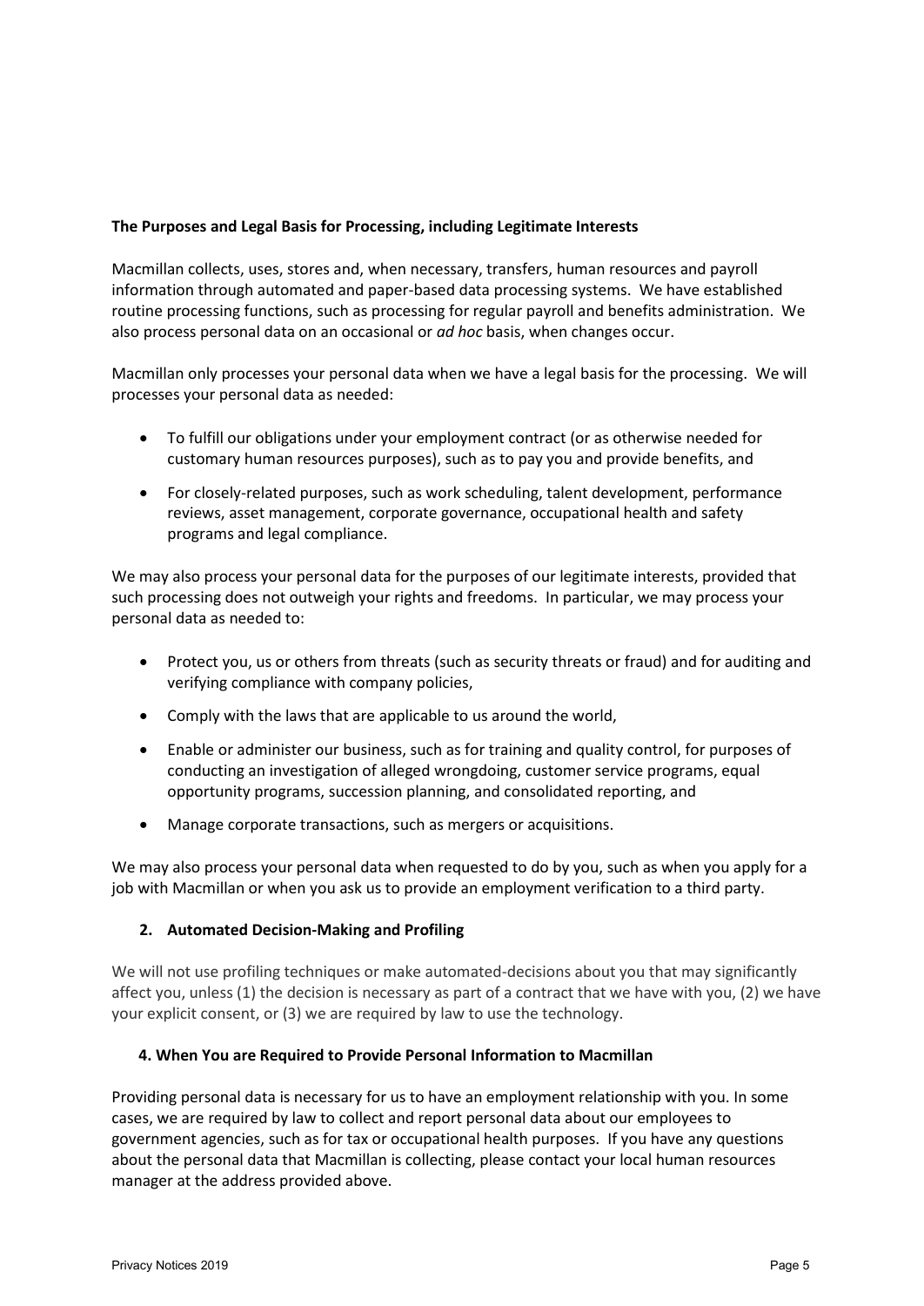**The Purposes and Legal Basis for Processing, including Legitimate Interests**

Macmillan collects, uses, stores and, when necessary, transfers, human resources and payroll information through automated and paper-based data processing systems. We have established routine processing functions, such as processing for regular payroll and benefits administration. We also process personal data on an occasional or *ad hoc* basis, when changes occur.

Macmillan only processes your personal data when we have a legal basis for the processing. We will processes your personal data as needed:

- To fulfill our obligations under your employment contract (or as otherwise needed for customary human resources purposes), such as to pay you and provide benefits, and
- For closely-related purposes, such as work scheduling, talent development, performance reviews, asset management, corporate governance, occupational health and safety programs and legal compliance.

We may also process your personal data for the purposes of our legitimate interests, provided that such processing does not outweigh your rights and freedoms. In particular, we may process your personal data as needed to:

- Protect you, us or others from threats (such as security threats or fraud) and for auditing and verifying compliance with company policies,
- Comply with the laws that are applicable to us around the world,
- Enable or administer our business, such as for training and quality control, for purposes of conducting an investigation of alleged wrongdoing, customer service programs, equal opportunity programs, succession planning, and consolidated reporting, and
- Manage corporate transactions, such as mergers or acquisitions.

We may also process your personal data when requested to do by you, such as when you apply for a job with Macmillan or when you ask us to provide an employment verification to a third party.

**2. Automated Decision-Making and Profiling**

We will not use profiling techniques or make automated-decisions about you that may significantly affect you, unless (1) the decision is necessary as part of a contract that we have with you, (2) we have your explicit consent, or (3) we are required by law to use the technology.

**4. When You are Required to Provide Personal Information to Macmillan**

Providing personal data is necessary for us to have an employment relationship with you. In some cases, we are required by law to collect and report personal data about our employees to government agencies, such as for tax or occupational health purposes. If you have any questions about the personal data that Macmillan is collecting, please contact your local human resources manager at the address provided above.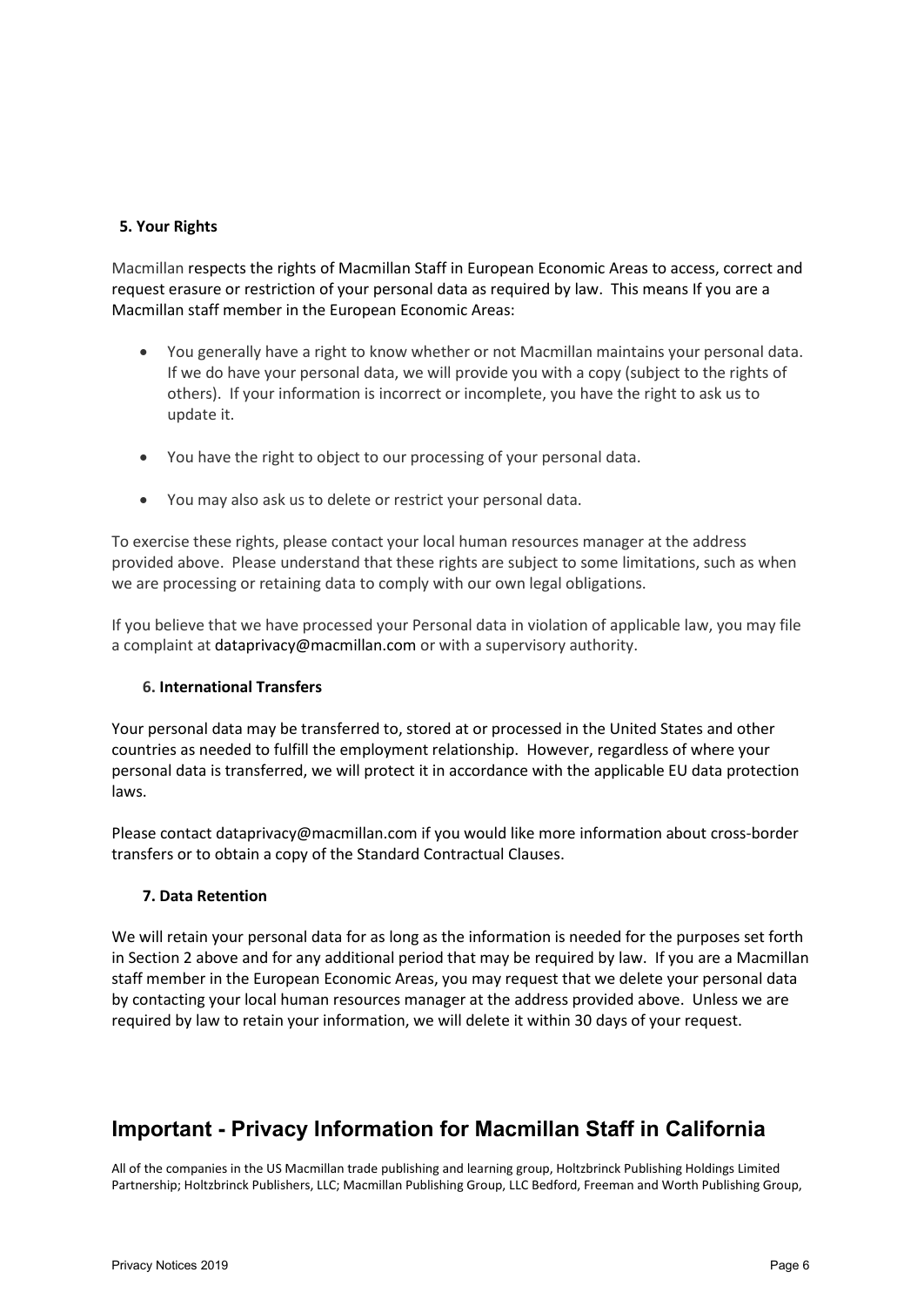**5. Your Rights**

Macmillan respects the rights of Macmillan Staff in European Economic Areas to access, correct and request erasure or restriction of your personal data as required by law. This means If you are a Macmillan staff member in the European Economic Areas:

- You generally have a right to know whether or not Macmillan maintains your personal data. If we do have your personal data, we will provide you with a copy (subject to the rights of others). If your information is incorrect or incomplete, you have the right to ask us to update it.
- You have the right to object to our processing of your personal data.
- You may also ask us to delete or restrict your personal data.

To exercise these rights, please contact your local human resources manager at the address provided above. Please understand that these rights are subject to some limitations, such as when we are processing or retaining data to comply with our own legal obligations.

If you believe that we have processed your Personal data in violation of applicable law, you may file a complaint at dataprivacy@macmillan.com or with a supervisory authority.

**6. International Transfers**

Your personal data may be transferred to, stored at or processed in the United States and other countries as needed to fulfill the employment relationship. However, regardless of where your personal data is transferred, we will protect it in accordance with the applicable EU data protection laws.

Please contact dataprivacy@macmillan.com if you would like more information about cross-border transfers or to obtain a copy of the Standard Contractual Clauses.

**7. Data Retention**

We will retain your personal data for as long as the information is needed for the purposes set forth in Section 2 above and for any additional period that may be required by law. If you are a Macmillan staff member in the European Economic Areas, you may request that we delete your personal data by contacting your local human resources manager at the address provided above. Unless we are required by law to retain your information, we will delete it within 30 days of your request.

## Important - Privacy Information for Macmillan Staff in California

All of the companies in the US Macmillan trade publishing and learning group, Holtzbrinck Publishing Holdings Limited Partnership; Holtzbrinck Publishers, LLC; Macmillan Publishing Group, LLC Bedford, Freeman and Worth Publishing Group,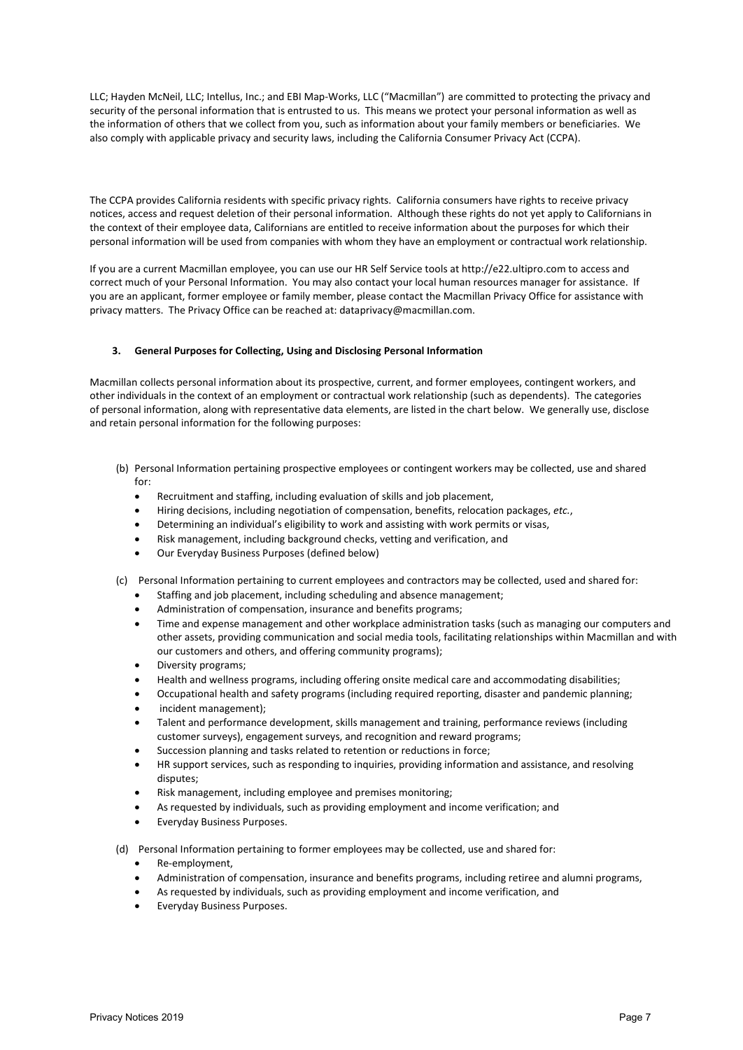LLC; Hayden McNeil, LLC; Intellus, Inc.; and EBI Map-Works, LLC ("Macmillan") are committed to protecting the privacy and security of the personal information that is entrusted to us. This means we protect your personal information as well as the information of others that we collect from you, such as information about your family members or beneficiaries. We also comply with applicable privacy and security laws, including the California Consumer Privacy Act (CCPA).

The CCPA provides California residents with specific privacy rights. California consumers have rights to receive privacy notices, access and request deletion of their personal information. Although these rights do not yet apply to Californians in the context of their employee data, Californians are entitled to receive information about the purposes for which their personal information will be used from companies with whom they have an employment or contractual work relationship.

If you are a current Macmillan employee, you can use our HR Self Service tools at http://e22.ultipro.com to access and correct much of your Personal Information. You may also contact your local human resources manager for assistance. If you are an applicant, former employee or family member, please contact the Macmillan Privacy Office for assistance with privacy matters. The Privacy Office can be reached at: dataprivacy@macmillan.com.

### 3. General Purposes for Collecting, Using and Disclosing Personal Information

Macmillan collects personal information about its prospective, current, and former employees, contingent workers, and other individuals in the context of an employment or contractual work relationship (such as dependents). The categories of personal information, along with representative data elements, are listed in the chart below. We generally use, disclose and retain personal information for the following purposes:

(b) Personal Information pertaining prospective employees or contingent workers may be collected, use and shared for:

- Recruitment and staffing, including evaluation of skills and job placement,
- Hiring decisions, including negotiation of compensation, benefits, relocation packages, *etc.*,
- Determining an individual's eligibility to work and assisting with work permits or visas,
- Risk management, including background checks, vetting and verification, and
- Our Everyday Business Purposes (defined below)

(c) Personal Information pertaining to current employees and contractors may be collected, used and shared for:

- Staffing and job placement, including scheduling and absence management;
- Administration of compensation, insurance and benefits programs;
- Time and expense management and other workplace administration tasks (such as managing our computers and other assets, providing communication and social media tools, facilitating relationships within Macmillan and with our customers and others, and offering community programs);
- Diversity programs;
- Health and wellness programs, including offering onsite medical care and accommodating disabilities;
- Occupational health and safety programs (including required reporting, disaster and pandemic planning;
- incident management);
- Talent and performance development, skills management and training, performance reviews (including customer surveys), engagement surveys, and recognition and reward programs;
- Succession planning and tasks related to retention or reductions in force;
- HR support services, such as responding to inquiries, providing information and assistance, and resolving disputes;
- Risk management, including employee and premises monitoring;
- As requested by individuals, such as providing employment and income verification; and
- Everyday Business Purposes.

(d) Personal Information pertaining to former employees may be collected, use and shared for:

- Re-employment,
- Administration of compensation, insurance and benefits programs, including retiree and alumni programs,
- As requested by individuals, such as providing employment and income verification, and
- Everyday Business Purposes.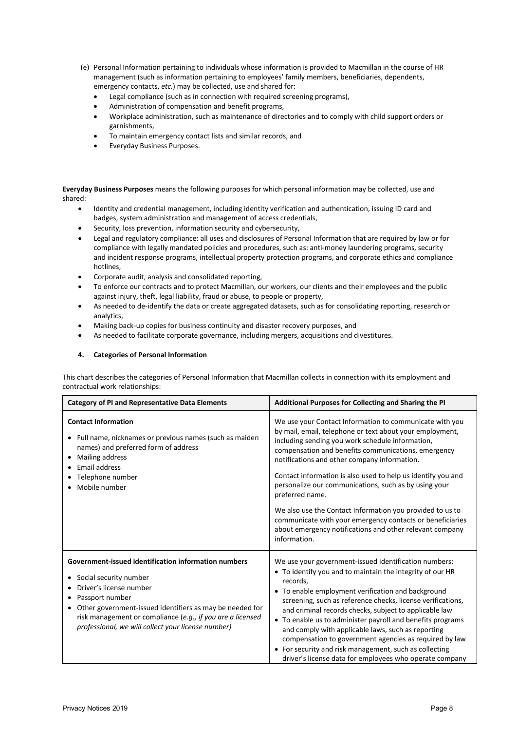(e) Personal Information pertaining to individuals whose information is provided to Macmillan in the course of HR management (such as information pertaining to employees' family members, beneficiaries, dependents, emergency contacts, *etc.*) may be collected, use and shared for:

- Legal compliance (such as in connection with required screening programs),
- Administration of compensation and benefit programs,
- Workplace administration, such as maintenance of directories and to comply with child support orders or garnishments,
- To maintain emergency contact lists and similar records, and
- Everyday Business Purposes.

**Everyday Business Purposes** means the following purposes for which personal information may be collected, use and shared:

- Identity and credential management, including identity verification and authentication, issuing ID card and badges, system administration and management of access credentials,
- Security, loss prevention, information security and cybersecurity,
- Legal and regulatory compliance: all uses and disclosures of Personal Information that are required by law or for compliance with legally mandated policies and procedures, such as: anti-money laundering programs, security and incident response programs, intellectual property protection programs, and corporate ethics and compliance hotlines,
- Corporate audit, analysis and consolidated reporting,
- To enforce our contracts and to protect Macmillan, our workers, our clients and their employees and the public against injury, theft, legal liability, fraud or abuse, to people or property,
- As needed to de-identify the data or create aggregated datasets, such as for consolidating reporting, research or analytics,
- Making back-up copies for business continuity and disaster recovery purposes, and
- As needed to facilitate corporate governance, including mergers, acquisitions and divestitures.

#### 4. Categories of Personal Information

This chart describes the categories of Personal Information that Macmillan collects in connection with its employment and contractual work relationships:

| Category of PI and Representative Data Elements | Additional Purposes for Collecting and Sharing the PI |
|---|---|
| **Contact Information**<br>• Full name, nicknames or previous names (such as maiden names) and preferred form of address<br>• Mailing address<br>• Email address<br>• Telephone number<br>• Mobile number | We use your Contact Information to communicate with you by mail, email, telephone or text about your employment, including sending you work schedule information, compensation and benefits communications, emergency notifications and other company information.<br><br>Contact information is also used to help us identify you and personalize our communications, such as by using your preferred name.<br><br>We also use the Contact Information you provided to us to communicate with your emergency contacts or beneficiaries about emergency notifications and other relevant company information. |
| **Government-issued identification information numbers**<br>• Social security number<br>• Driver's license number<br>• Passport number<br>• Other government-issued identifiers as may be needed for risk management or compliance (*e.g., if you are a licensed professional, we will collect your license number)* | We use your government-issued identification numbers:<br>• To identify you and to maintain the integrity of our HR records,<br>• To enable employment verification and background screening, such as reference checks, license verifications, and criminal records checks, subject to applicable law<br>• To enable us to administer payroll and benefits programs and comply with applicable laws, such as reporting compensation to government agencies as required by law<br>• For security and risk management, such as collecting driver's license data for employees who operate company |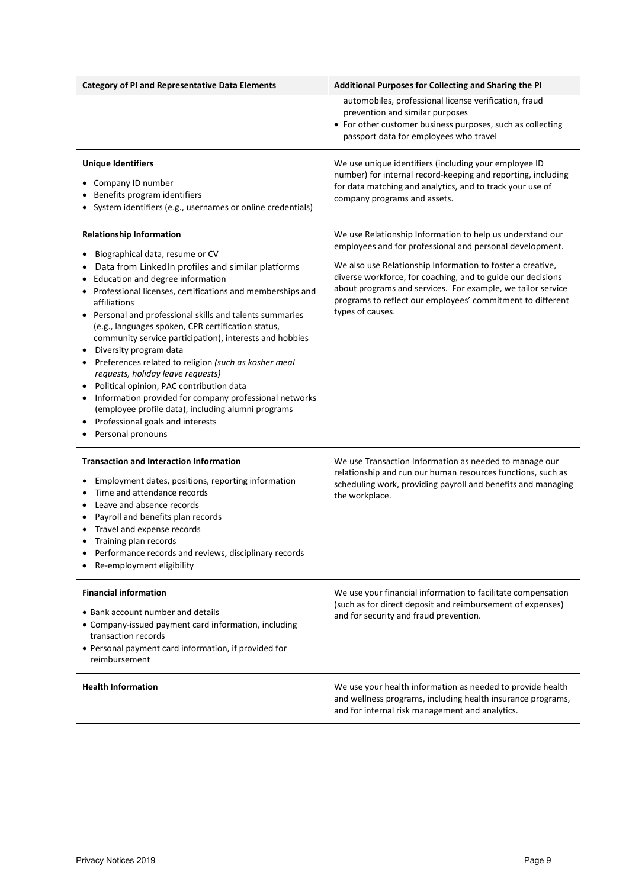| Category of PI and Representative Data Elements | Additional Purposes for Collecting and Sharing the PI |
|---|---|
| | automobiles, professional license verification, fraud prevention and similar purposes<br>• For other customer business purposes, such as collecting passport data for employees who travel |
| **Unique Identifiers**<br>• Company ID number<br>• Benefits program identifiers<br>• System identifiers (e.g., usernames or online credentials) | We use unique identifiers (including your employee ID number) for internal record-keeping and reporting, including for data matching and analytics, and to track your use of company programs and assets. |
| **Relationship Information**<br>• Biographical data, resume or CV<br>• Data from LinkedIn profiles and similar platforms<br>• Education and degree information<br>• Professional licenses, certifications and memberships and affiliations<br>• Personal and professional skills and talents summaries (e.g., languages spoken, CPR certification status, community service participation), interests and hobbies<br>• Diversity program data<br>• Preferences related to religion *(such as kosher meal requests, holiday leave requests)*<br>• Political opinion, PAC contribution data<br>• Information provided for company professional networks (employee profile data), including alumni programs<br>• Professional goals and interests<br>• Personal pronouns | We use Relationship Information to help us understand our employees and for professional and personal development.<br><br>We also use Relationship Information to foster a creative, diverse workforce, for coaching, and to guide our decisions about programs and services. For example, we tailor service programs to reflect our employees' commitment to different types of causes. |
| **Transaction and Interaction Information**<br>• Employment dates, positions, reporting information<br>• Time and attendance records<br>• Leave and absence records<br>• Payroll and benefits plan records<br>• Travel and expense records<br>• Training plan records<br>• Performance records and reviews, disciplinary records<br>• Re-employment eligibility | We use Transaction Information as needed to manage our relationship and run our human resources functions, such as scheduling work, providing payroll and benefits and managing the workplace. |
| **Financial information**<br>• Bank account number and details<br>• Company-issued payment card information, including transaction records<br>• Personal payment card information, if provided for reimbursement | We use your financial information to facilitate compensation (such as for direct deposit and reimbursement of expenses) and for security and fraud prevention. |
| **Health Information** | We use your health information as needed to provide health and wellness programs, including health insurance programs, and for internal risk management and analytics. |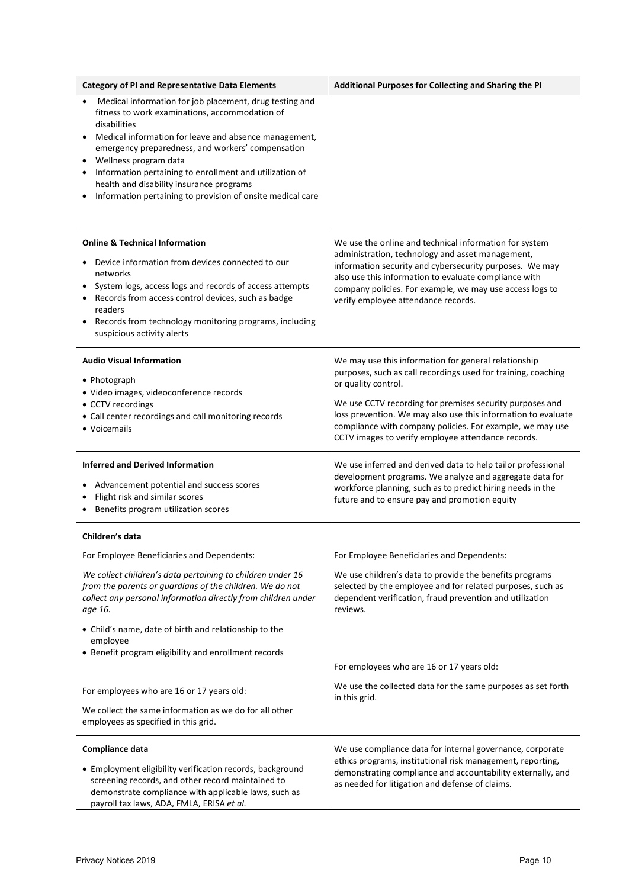| Category of PI and Representative Data Elements | Additional Purposes for Collecting and Sharing the PI |
|---|---|
| • Medical information for job placement, drug testing and fitness to work examinations, accommodation of disabilities<br>• Medical information for leave and absence management, emergency preparedness, and workers' compensation<br>• Wellness program data<br>• Information pertaining to enrollment and utilization of health and disability insurance programs<br>• Information pertaining to provision of onsite medical care | |
| **Online & Technical Information**<br>• Device information from devices connected to our networks<br>• System logs, access logs and records of access attempts<br>• Records from access control devices, such as badge readers<br>• Records from technology monitoring programs, including suspicious activity alerts | We use the online and technical information for system administration, technology and asset management, information security and cybersecurity purposes. We may also use this information to evaluate compliance with company policies. For example, we may use access logs to verify employee attendance records. |
| **Audio Visual Information**<br>• Photograph<br>• Video images, videoconference records<br>• CCTV recordings<br>• Call center recordings and call monitoring records<br>• Voicemails | We may use this information for general relationship purposes, such as call recordings used for training, coaching or quality control.<br><br>We use CCTV recording for premises security purposes and loss prevention. We may also use this information to evaluate compliance with company policies. For example, we may use CCTV images to verify employee attendance records. |
| **Inferred and Derived Information**<br>• Advancement potential and success scores<br>• Flight risk and similar scores<br>• Benefits program utilization scores | We use inferred and derived data to help tailor professional development programs. We analyze and aggregate data for workforce planning, such as to predict hiring needs in the future and to ensure pay and promotion equity |
| **Children's data**<br><br>For Employee Beneficiaries and Dependents:<br><br>*We collect children's data pertaining to children under 16 from the parents or guardians of the children. We do not collect any personal information directly from children under age 16.*<br><br>• Child's name, date of birth and relationship to the employee<br>• Benefit program eligibility and enrollment records<br><br>For employees who are 16 or 17 years old:<br><br>We collect the same information as we do for all other employees as specified in this grid. | For Employee Beneficiaries and Dependents:<br><br>We use children's data to provide the benefits programs selected by the employee and for related purposes, such as dependent verification, fraud prevention and utilization reviews.<br><br>For employees who are 16 or 17 years old:<br><br>We use the collected data for the same purposes as set forth in this grid. |
| **Compliance data**<br>• Employment eligibility verification records, background screening records, and other record maintained to demonstrate compliance with applicable laws, such as payroll tax laws, ADA, FMLA, ERISA *et al.* | We use compliance data for internal governance, corporate ethics programs, institutional risk management, reporting, demonstrating compliance and accountability externally, and as needed for litigation and defense of claims. |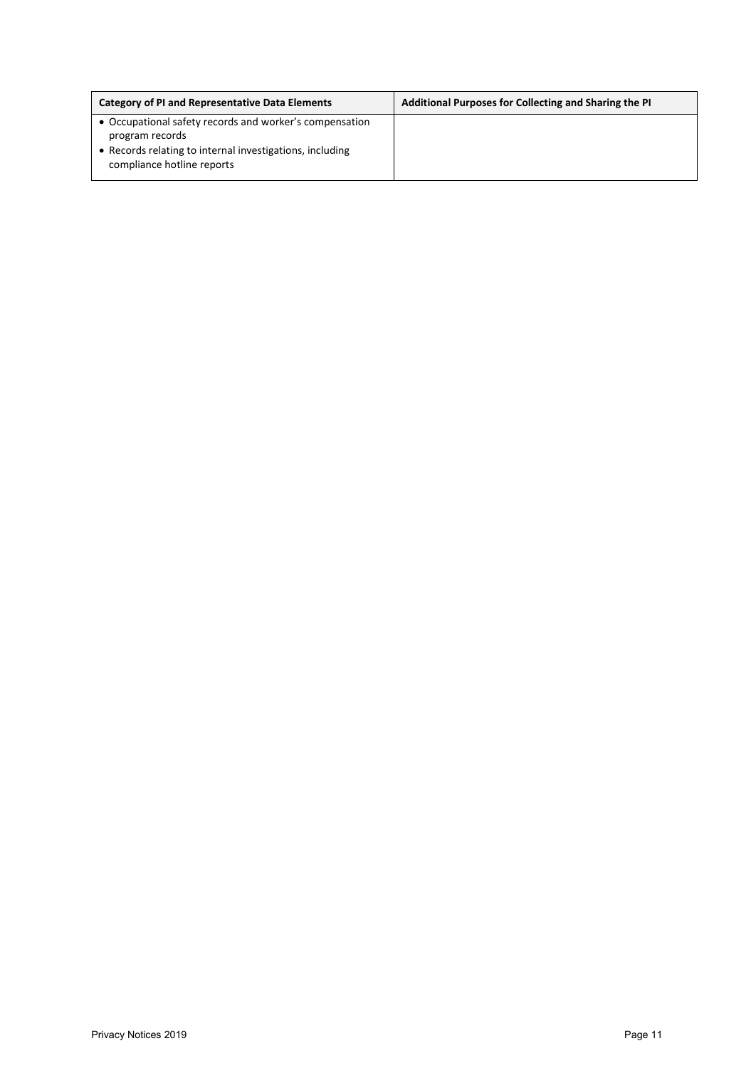| Category of PI and Representative Data Elements | Additional Purposes for Collecting and Sharing the PI |
| --- | --- |
| • Occupational safety records and worker's compensation program records<br>• Records relating to internal investigations, including compliance hotline reports | |